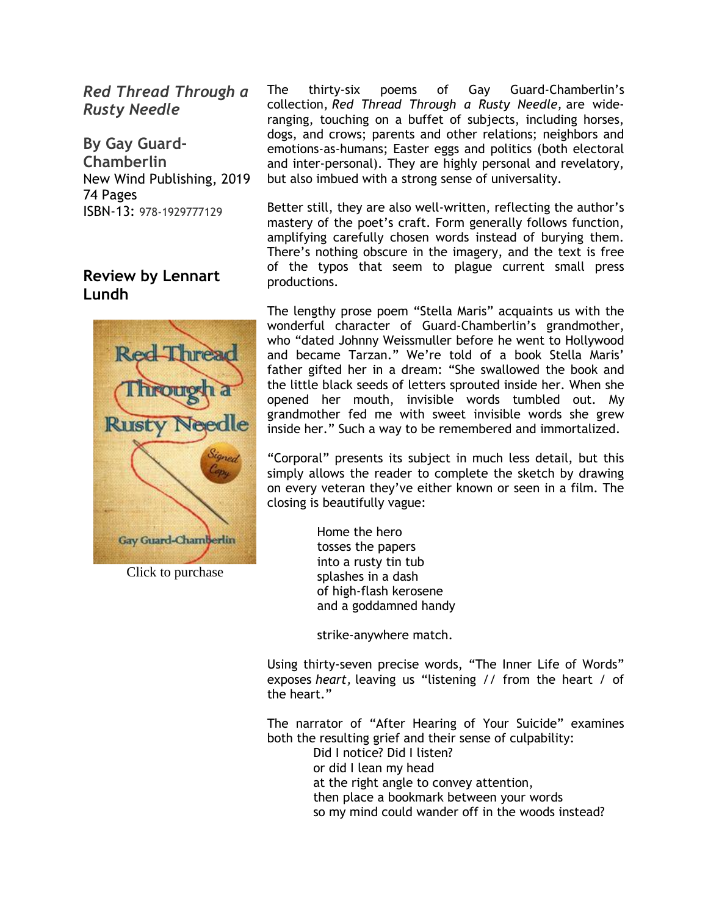*Red Thread Through a Rusty Needle*

**By Gay Guard-Chamberlin**
New Wind Publishing, 2019
74 Pages
ISBN-13: 978-1929777129

**Review by Lennart Lundh**

Click to purchase

The thirty-six poems of Gay Guard-Chamberlin's collection, *Red Thread Through a Rusty Needle,* are wide-ranging, touching on a buffet of subjects, including horses, dogs, and crows; parents and other relations; neighbors and emotions-as-humans; Easter eggs and politics (both electoral and inter-personal). They are highly personal and revelatory, but also imbued with a strong sense of universality.

Better still, they are also well-written, reflecting the author's mastery of the poet's craft. Form generally follows function, amplifying carefully chosen words instead of burying them. There's nothing obscure in the imagery, and the text is free of the typos that seem to plague current small press productions.

The lengthy prose poem "Stella Maris" acquaints us with the wonderful character of Guard-Chamberlin's grandmother, who "dated Johnny Weissmuller before he went to Hollywood and became Tarzan." We're told of a book Stella Maris' father gifted her in a dream: "She swallowed the book and the little black seeds of letters sprouted inside her. When she opened her mouth, invisible words tumbled out. My grandmother fed me with sweet invisible words she grew inside her." Such a way to be remembered and immortalized.

"Corporal" presents its subject in much less detail, but this simply allows the reader to complete the sketch by drawing on every veteran they've either known or seen in a film. The closing is beautifully vague:

> Home the hero
> tosses the papers
> into a rusty tin tub
> splashes in a dash
> of high-flash kerosene
> and a goddamned handy
>
> strike-anywhere match.

Using thirty-seven precise words, "The Inner Life of Words" exposes *heart,* leaving us "listening // from the heart / of the heart."

The narrator of "After Hearing of Your Suicide" examines both the resulting grief and their sense of culpability:

> Did I notice? Did I listen?
> or did I lean my head
> at the right angle to convey attention,
> then place a bookmark between your words
> so my mind could wander off in the woods instead?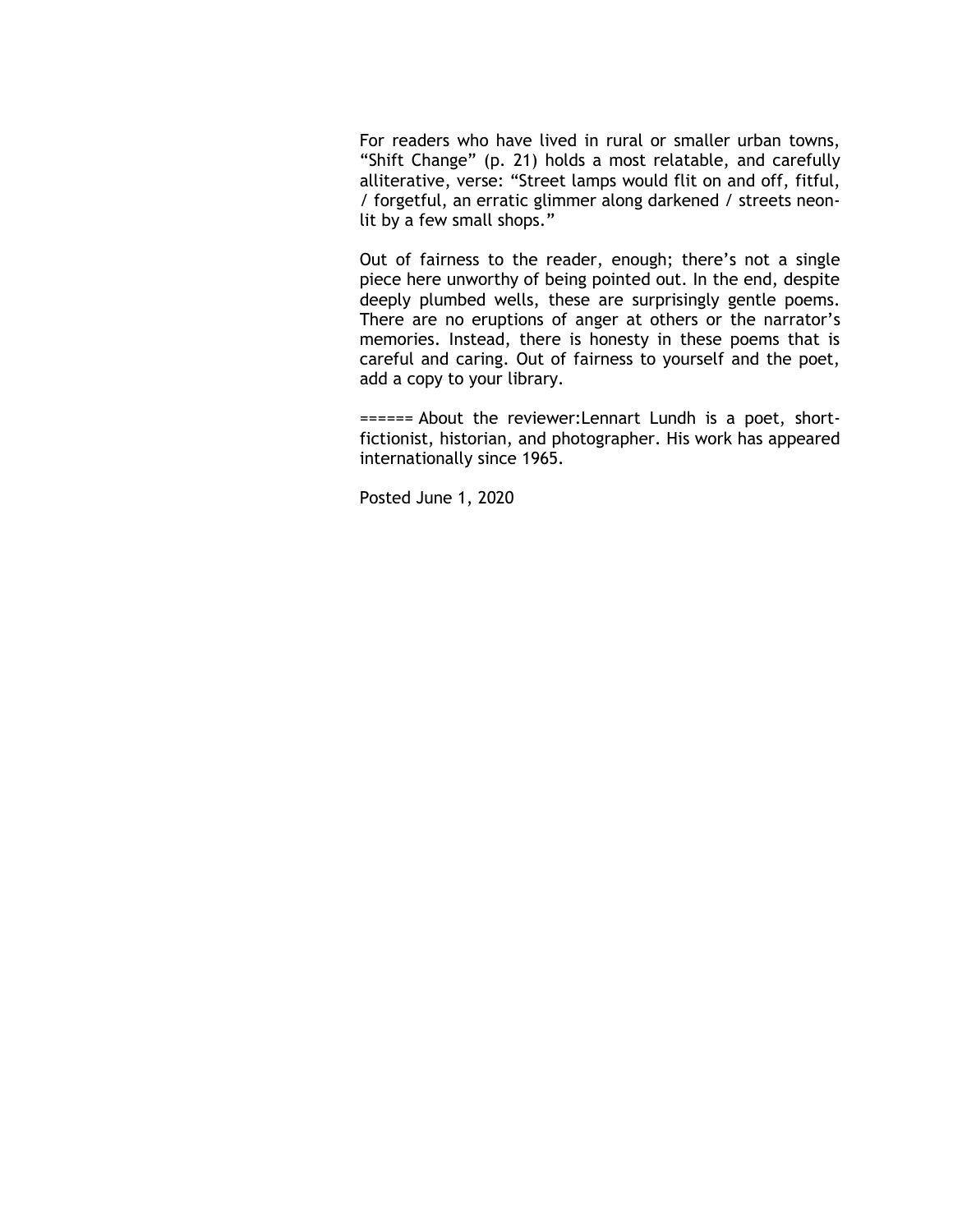For readers who have lived in rural or smaller urban towns, "Shift Change" (p. 21) holds a most relatable, and carefully alliterative, verse: "Street lamps would flit on and off, fitful, / forgetful, an erratic glimmer along darkened / streets neon-lit by a few small shops."

Out of fairness to the reader, enough; there's not a single piece here unworthy of being pointed out. In the end, despite deeply plumbed wells, these are surprisingly gentle poems. There are no eruptions of anger at others or the narrator's memories. Instead, there is honesty in these poems that is careful and caring. Out of fairness to yourself and the poet, add a copy to your library.

====== About the reviewer:Lennart Lundh is a poet, short-fictionist, historian, and photographer. His work has appeared internationally since 1965.

Posted June 1, 2020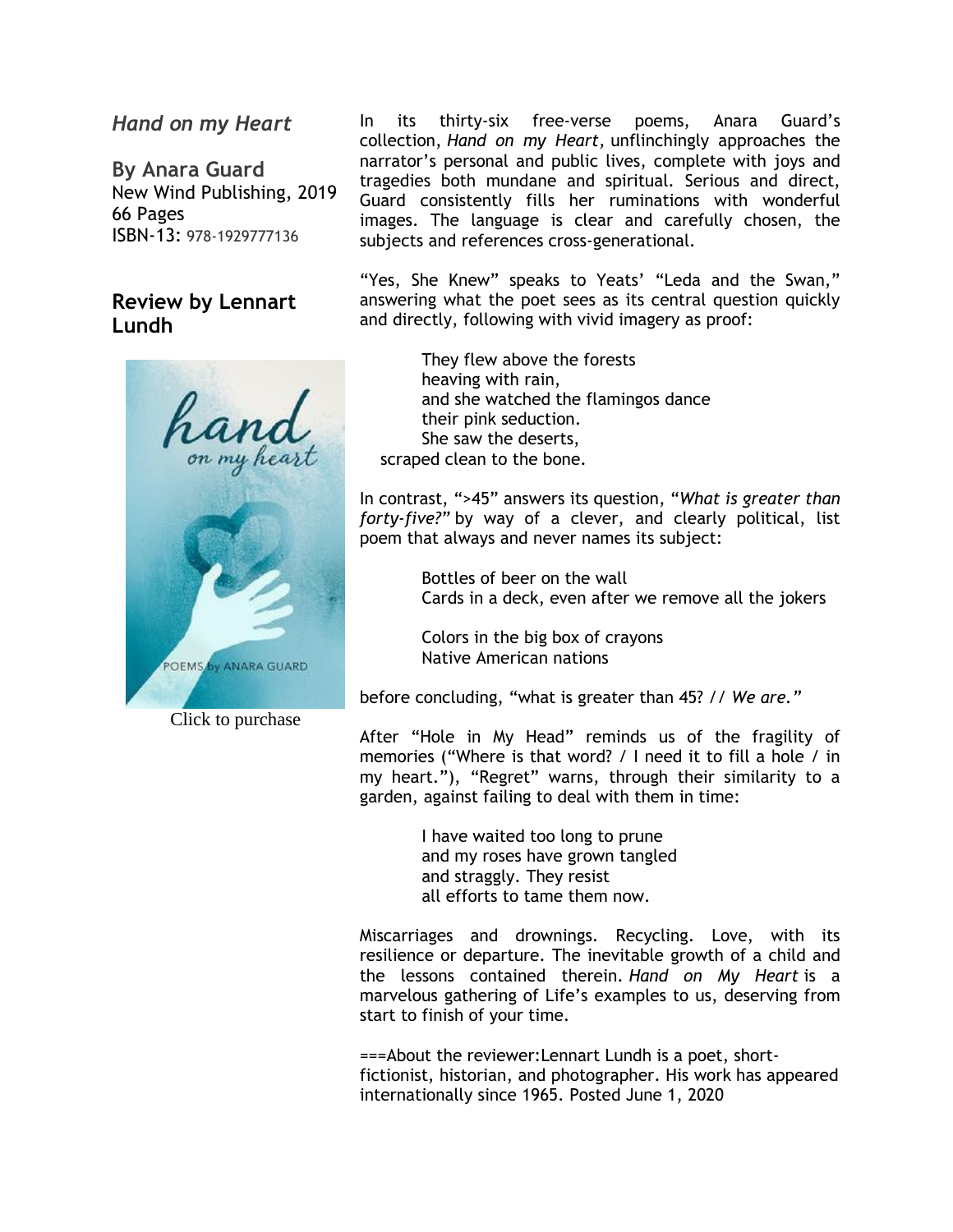## *Hand on my Heart*

**By Anara Guard**
New Wind Publishing, 2019
66 Pages
ISBN-13: 978-1929777136

### Review by Lennart Lundh

Click to purchase

In its thirty-six free-verse poems, Anara Guard's collection, *Hand on my Heart,* unflinchingly approaches the narrator's personal and public lives, complete with joys and tragedies both mundane and spiritual. Serious and direct, Guard consistently fills her ruminations with wonderful images. The language is clear and carefully chosen, the subjects and references cross-generational.

"Yes, She Knew" speaks to Yeats' "Leda and the Swan," answering what the poet sees as its central question quickly and directly, following with vivid imagery as proof:

> They flew above the forests
> heaving with rain,
> and she watched the flamingos dance
> their pink seduction.
> She saw the deserts,
> scraped clean to the bone.

In contrast, ">45" answers its question, "*What is greater than forty-five?*" by way of a clever, and clearly political, list poem that always and never names its subject:

> Bottles of beer on the wall
> Cards in a deck, even after we remove all the jokers
>
> Colors in the big box of crayons
> Native American nations

before concluding, "what is greater than 45? // *We are."*

After "Hole in My Head" reminds us of the fragility of memories ("Where is that word? / I need it to fill a hole / in my heart."), "Regret" warns, through their similarity to a garden, against failing to deal with them in time:

> I have waited too long to prune
> and my roses have grown tangled
> and straggly. They resist
> all efforts to tame them now.

Miscarriages and drownings. Recycling. Love, with its resilience or departure. The inevitable growth of a child and the lessons contained therein. *Hand on My Heart* is a marvelous gathering of Life's examples to us, deserving from start to finish of your time.

===About the reviewer:Lennart Lundh is a poet, short-fictionist, historian, and photographer. His work has appeared internationally since 1965. Posted June 1, 2020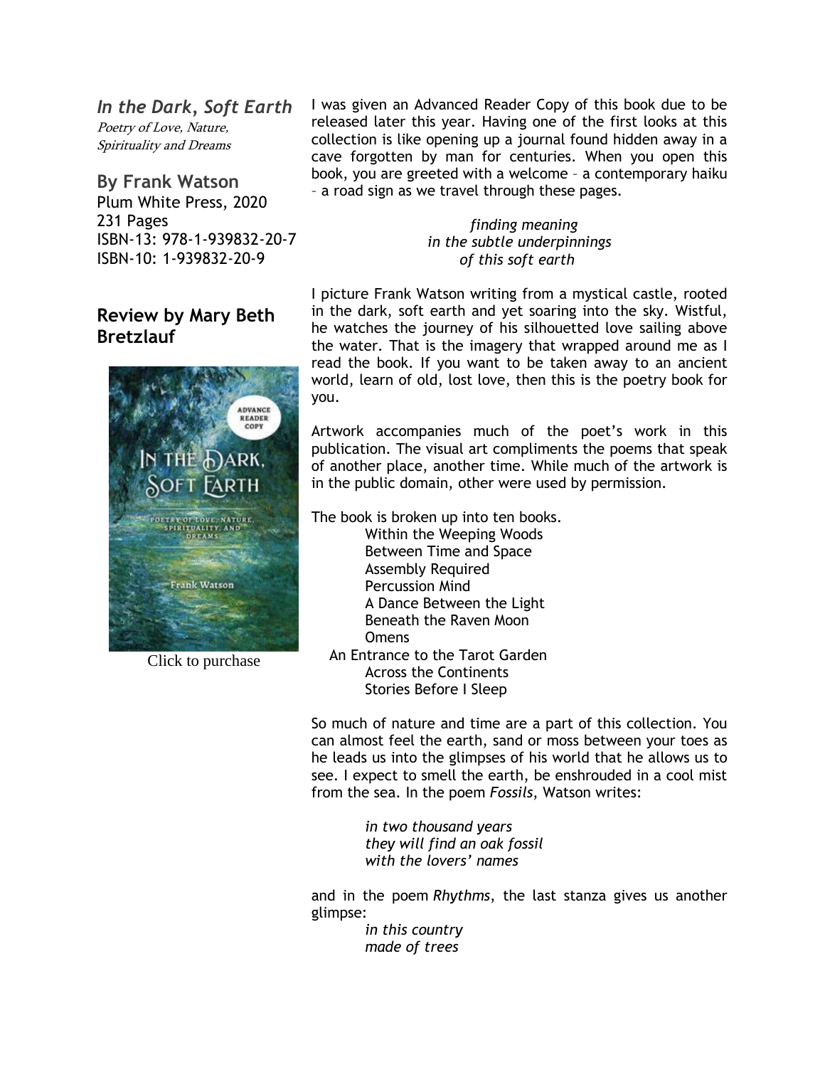## *In the Dark, Soft Earth*

*Poetry of Love, Nature, Spirituality and Dreams*

**By Frank Watson**
Plum White Press, 2020
231 Pages
ISBN-13: 978-1-939832-20-7
ISBN-10: 1-939832-20-9

### Review by Mary Beth Bretzlauf

Click to purchase

I was given an Advanced Reader Copy of this book due to be released later this year. Having one of the first looks at this collection is like opening up a journal found hidden away in a cave forgotten by man for centuries. When you open this book, you are greeted with a welcome – a contemporary haiku – a road sign as we travel through these pages.

*finding meaning*
*in the subtle underpinnings*
*of this soft earth*

I picture Frank Watson writing from a mystical castle, rooted in the dark, soft earth and yet soaring into the sky. Wistful, he watches the journey of his silhouetted love sailing above the water. That is the imagery that wrapped around me as I read the book. If you want to be taken away to an ancient world, learn of old, lost love, then this is the poetry book for you.

Artwork accompanies much of the poet's work in this publication. The visual art compliments the poems that speak of another place, another time. While much of the artwork is in the public domain, other were used by permission.

The book is broken up into ten books.

Within the Weeping Woods
Between Time and Space
Assembly Required
Percussion Mind
A Dance Between the Light
Beneath the Raven Moon
Omens
An Entrance to the Tarot Garden
Across the Continents
Stories Before I Sleep

So much of nature and time are a part of this collection. You can almost feel the earth, sand or moss between your toes as he leads us into the glimpses of his world that he allows us to see. I expect to smell the earth, be enshrouded in a cool mist from the sea. In the poem *Fossils*, Watson writes:

*in two thousand years*
*they will find an oak fossil*
*with the lovers' names*

and in the poem *Rhythms*, the last stanza gives us another glimpse:

*in this country*
*made of trees*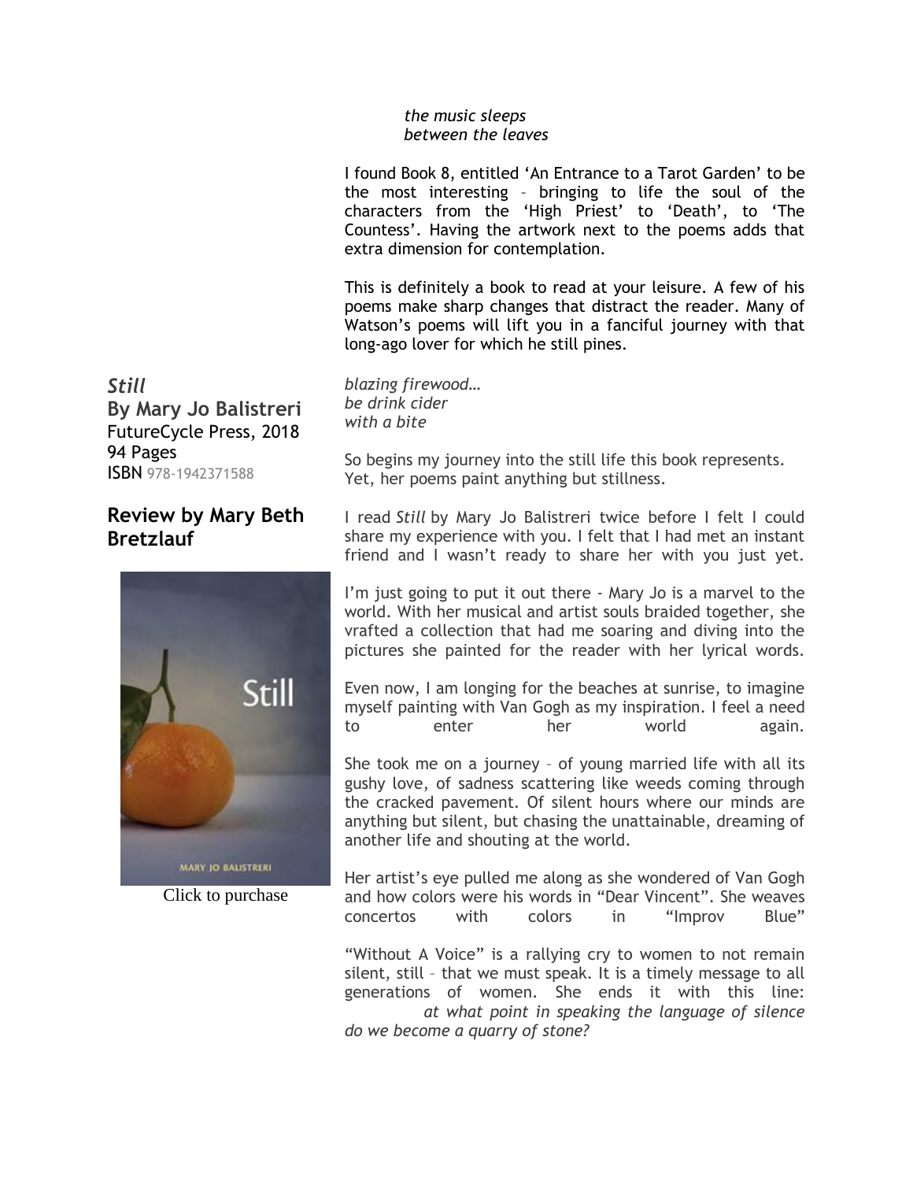*the music sleeps*
*between the leaves*

I found Book 8, entitled 'An Entrance to a Tarot Garden' to be the most interesting – bringing to life the soul of the characters from the 'High Priest' to 'Death', to 'The Countess'. Having the artwork next to the poems adds that extra dimension for contemplation.

This is definitely a book to read at your leisure. A few of his poems make sharp changes that distract the reader. Many of Watson's poems will lift you in a fanciful journey with that long-ago lover for which he still pines.

***Still***
**By Mary Jo Balistreri**
FutureCycle Press, 2018
94 Pages
ISBN 978-1942371588

## Review by Mary Beth Bretzlauf

Click to purchase

*blazing firewood…*
*be drink cider*
*with a bite*

So begins my journey into the still life this book represents. Yet, her poems paint anything but stillness.

I read *Still* by Mary Jo Balistreri twice before I felt I could share my experience with you. I felt that I had met an instant friend and I wasn't ready to share her with you just yet.

I'm just going to put it out there - Mary Jo is a marvel to the world. With her musical and artist souls braided together, she vrafted a collection that had me soaring and diving into the pictures she painted for the reader with her lyrical words.

Even now, I am longing for the beaches at sunrise, to imagine myself painting with Van Gogh as my inspiration. I feel a need to enter her world again.

She took me on a journey – of young married life with all its gushy love, of sadness scattering like weeds coming through the cracked pavement. Of silent hours where our minds are anything but silent, but chasing the unattainable, dreaming of another life and shouting at the world.

Her artist's eye pulled me along as she wondered of Van Gogh and how colors were his words in "Dear Vincent". She weaves concertos with colors in "Improv Blue"

"Without A Voice" is a rallying cry to women to not remain silent, still – that we must speak. It is a timely message to all generations of women. She ends it with this line:
*at what point in speaking the language of silence do we become a quarry of stone?*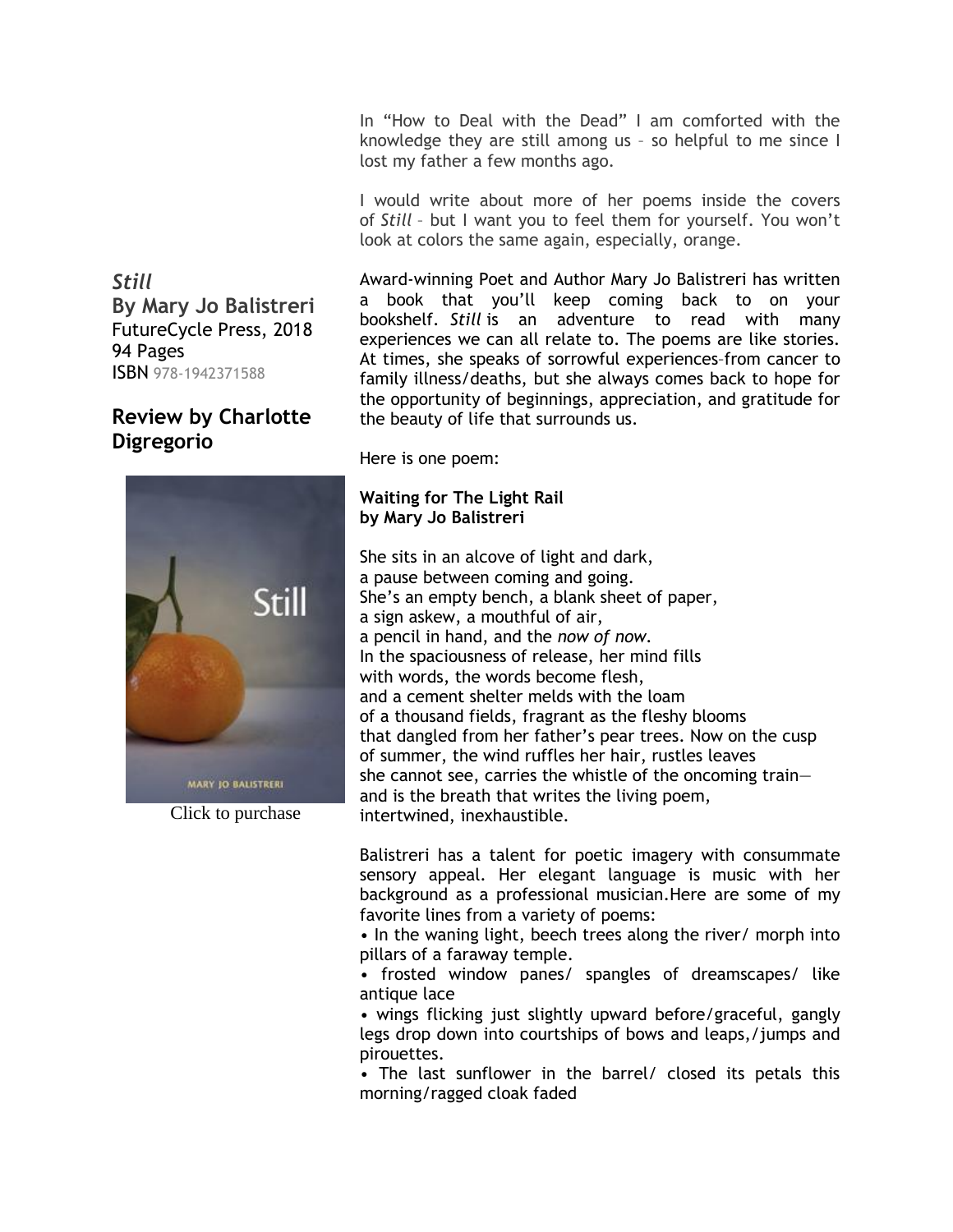In "How to Deal with the Dead" I am comforted with the knowledge they are still among us – so helpful to me since I lost my father a few months ago.

I would write about more of her poems inside the covers of *Still* – but I want you to feel them for yourself. You won't look at colors the same again, especially, orange.

***Still***
**By Mary Jo Balistreri**
FutureCycle Press, 2018
94 Pages
ISBN 978-1942371588

## Review by Charlotte Digregorio

Click to purchase

Award-winning Poet and Author Mary Jo Balistreri has written a book that you'll keep coming back to on your bookshelf. *Still* is an adventure to read with many experiences we can all relate to. The poems are like stories. At times, she speaks of sorrowful experiences–from cancer to family illness/deaths, but she always comes back to hope for the opportunity of beginnings, appreciation, and gratitude for the beauty of life that surrounds us.

Here is one poem:

**Waiting for The Light Rail**
**by Mary Jo Balistreri**

She sits in an alcove of light and dark,
a pause between coming and going.
She's an empty bench, a blank sheet of paper,
a sign askew, a mouthful of air,
a pencil in hand, and the *now of now*.
In the spaciousness of release, her mind fills
with words, the words become flesh,
and a cement shelter melds with the loam
of a thousand fields, fragrant as the fleshy blooms
that dangled from her father's pear trees. Now on the cusp
of summer, the wind ruffles her hair, rustles leaves
she cannot see, carries the whistle of the oncoming train—
and is the breath that writes the living poem,
intertwined, inexhaustible.

Balistreri has a talent for poetic imagery with consummate sensory appeal. Her elegant language is music with her background as a professional musician.Here are some of my favorite lines from a variety of poems:

- In the waning light, beech trees along the river/ morph into pillars of a faraway temple.
- frosted window panes/ spangles of dreamscapes/ like antique lace
- wings flicking just slightly upward before/graceful, gangly legs drop down into courtships of bows and leaps,/jumps and pirouettes.
- The last sunflower in the barrel/ closed its petals this morning/ragged cloak faded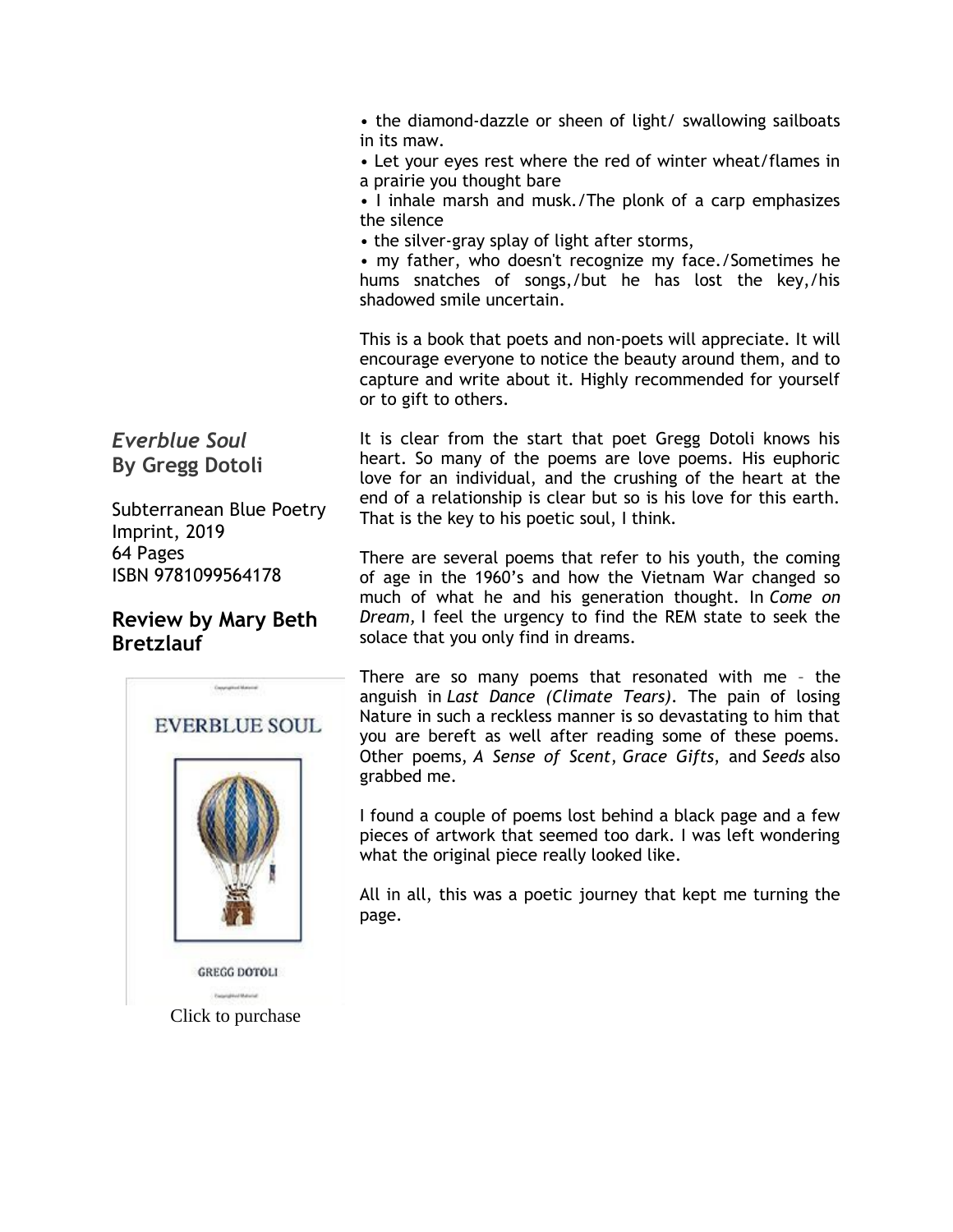- the diamond-dazzle or sheen of light/ swallowing sailboats in its maw.
- Let your eyes rest where the red of winter wheat/flames in a prairie you thought bare
- I inhale marsh and musk./The plonk of a carp emphasizes the silence
- the silver-gray splay of light after storms,
- my father, who doesn't recognize my face./Sometimes he hums snatches of songs,/but he has lost the key,/his shadowed smile uncertain.

This is a book that poets and non-poets will appreciate. It will encourage everyone to notice the beauty around them, and to capture and write about it. Highly recommended for yourself or to gift to others.

## *Everblue Soul* By Gregg Dotoli

Subterranean Blue Poetry Imprint, 2019
64 Pages
ISBN 9781099564178

## Review by Mary Beth Bretzlauf

Click to purchase

It is clear from the start that poet Gregg Dotoli knows his heart. So many of the poems are love poems. His euphoric love for an individual, and the crushing of the heart at the end of a relationship is clear but so is his love for this earth. That is the key to his poetic soul, I think.

There are several poems that refer to his youth, the coming of age in the 1960's and how the Vietnam War changed so much of what he and his generation thought. In *Come on Dream,* I feel the urgency to find the REM state to seek the solace that you only find in dreams.

There are so many poems that resonated with me – the anguish in *Last Dance (Climate Tears).* The pain of losing Nature in such a reckless manner is so devastating to him that you are bereft as well after reading some of these poems. Other poems, *A Sense of Scent*, *Grace Gifts,* and *Seeds* also grabbed me.

I found a couple of poems lost behind a black page and a few pieces of artwork that seemed too dark. I was left wondering what the original piece really looked like.

All in all, this was a poetic journey that kept me turning the page.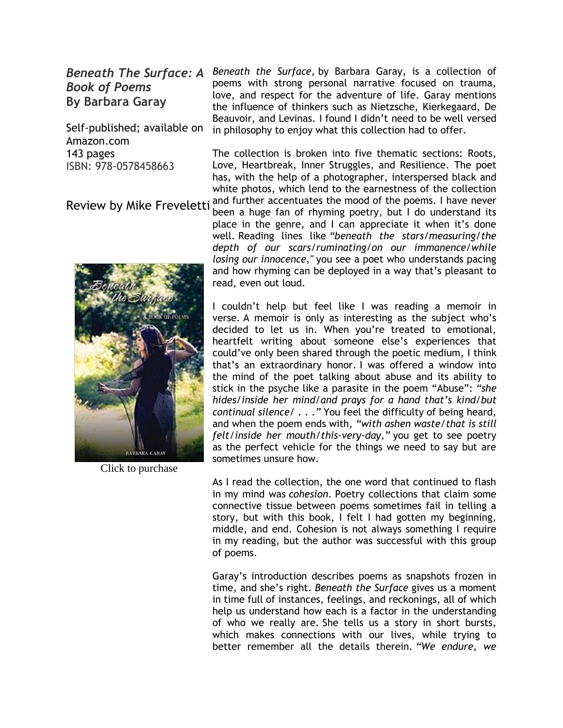## *Beneath The Surface: A Book of Poems*
## By Barbara Garay

Self-published; available on Amazon.com
143 pages
ISBN: 978-0578458663

Review by Mike Freveletti

Click to purchase

*Beneath the Surface,* by Barbara Garay, is a collection of poems with strong personal narrative focused on trauma, love, and respect for the adventure of life. Garay mentions the influence of thinkers such as Nietzsche, Kierkegaard, De Beauvoir, and Levinas. I found I didn't need to be well versed in philosophy to enjoy what this collection had to offer.

The collection is broken into five thematic sections: Roots, Love, Heartbreak, Inner Struggles, and Resilience. The poet has, with the help of a photographer, interspersed black and white photos, which lend to the earnestness of the collection and further accentuates the mood of the poems. I have never been a huge fan of rhyming poetry, but I do understand its place in the genre, and I can appreciate it when it's done well. Reading lines like *"beneath the stars/measuring/the depth of our scars/ruminating/on our immanence/while losing our innocence,"* you see a poet who understands pacing and how rhyming can be deployed in a way that's pleasant to read, even out loud.

I couldn't help but feel like I was reading a memoir in verse. A memoir is only as interesting as the subject who's decided to let us in. When you're treated to emotional, heartfelt writing about someone else's experiences that could've only been shared through the poetic medium, I think that's an extraordinary honor. I was offered a window into the mind of the poet talking about abuse and its ability to stick in the psyche like a parasite in the poem "Abuse": *"she hides/inside her mind/and prays for a hand that's kind/but continual silence/ . . ."* You feel the difficulty of being heard, and when the poem ends with, *"with ashen waste/that is still felt/inside her mouth/this-very-day,"* you get to see poetry as the perfect vehicle for the things we need to say but are sometimes unsure how.

As I read the collection, the one word that continued to flash in my mind was *cohesion*. Poetry collections that claim some connective tissue between poems sometimes fail in telling a story, but with this book, I felt I had gotten my beginning, middle, and end. Cohesion is not always something I require in my reading, but the author was successful with this group of poems.

Garay's introduction describes poems as snapshots frozen in time, and she's right. *Beneath the Surface* gives us a moment in time full of instances, feelings, and reckonings, all of which help us understand how each is a factor in the understanding of who we really are. She tells us a story in short bursts, which makes connections with our lives, while trying to better remember all the details therein. *"We endure, we*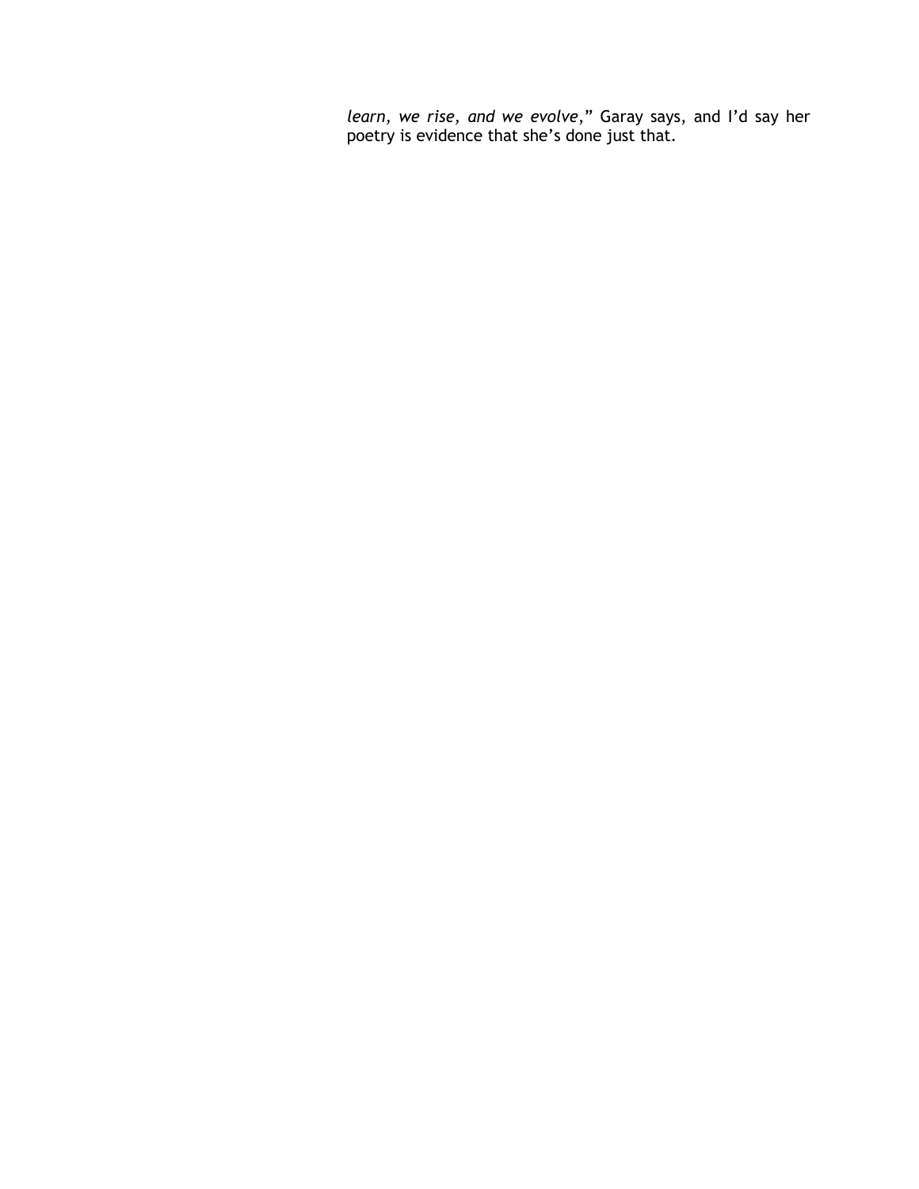*learn, we rise, and we evolve*," Garay says, and I'd say her poetry is evidence that she's done just that.